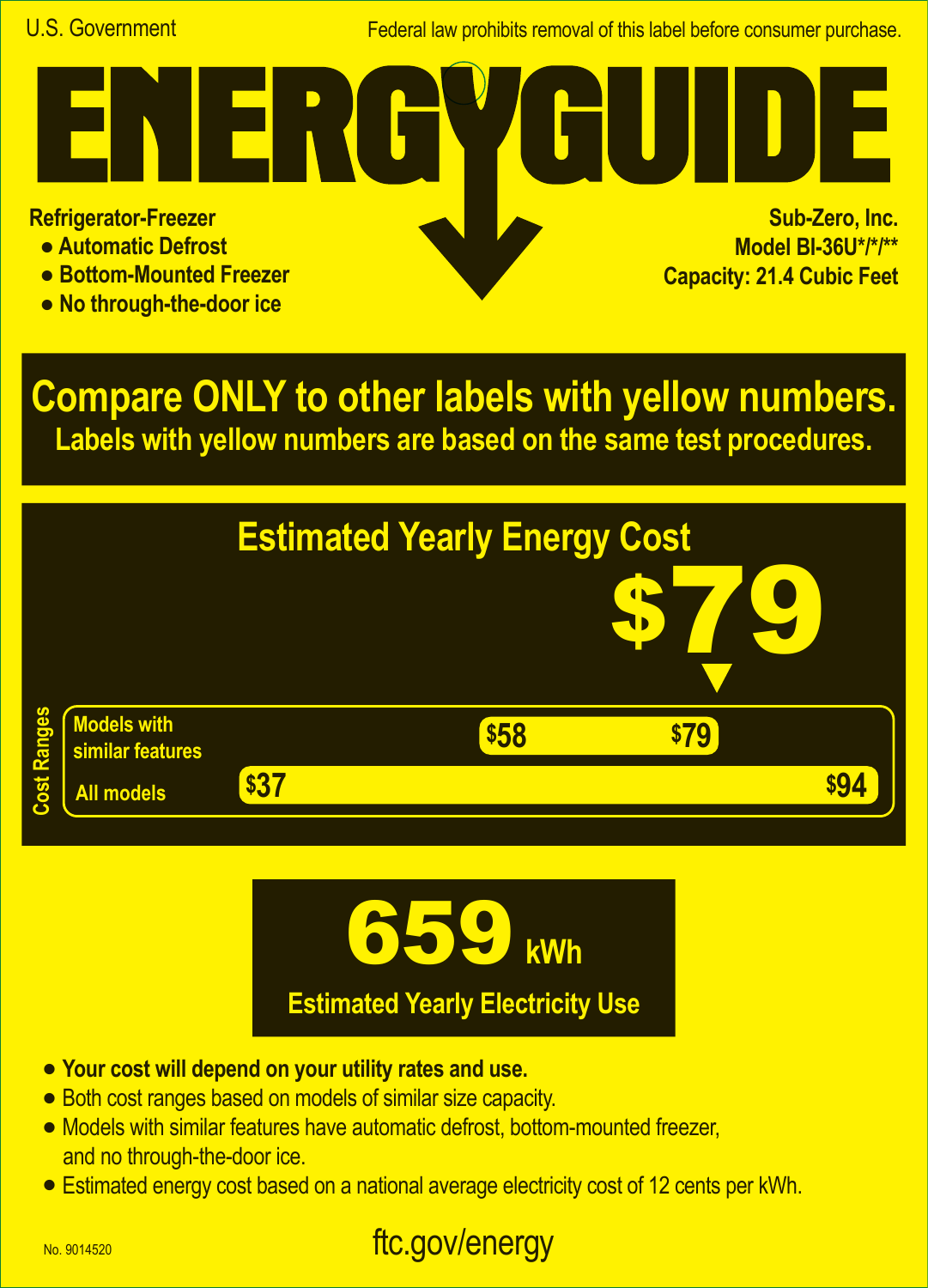U.S. Government

Federal law prohibits removal of this label before consumer purchase.

# ENERGYGUIDE

**Refrigerator-Freezer**

- **Automatic Defrost**
- **Bottom-Mounted Freezer**
- **No through-the-door ice**

**Sub-Zero, Inc.**
**Model BI-36U*/*/****
**Capacity: 21.4 Cubic Feet**

## Compare ONLY to other labels with yellow numbers.

**Labels with yellow numbers are based on the same test procedures.**

## Estimated Yearly Energy Cost

# $79

**Cost Ranges**

| | Low | High |
|---|---|---|
| Models with similar features | $58 | $79 |
| All models | $37 | $94 |

# 659 kWh

**Estimated Yearly Electricity Use**

- **Your cost will depend on your utility rates and use.**
- Both cost ranges based on models of similar size capacity.
- Models with similar features have automatic defrost, bottom-mounted freezer, and no through-the-door ice.
- Estimated energy cost based on a national average electricity cost of 12 cents per kWh.

No. 9014520

ftc.gov/energy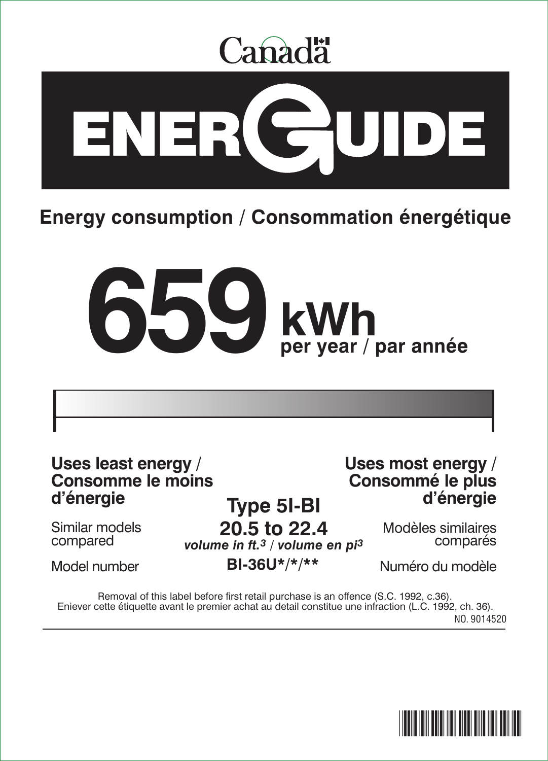Canadä

# ENERGUIDE

## Energy consumption / Consommation énergétique

# 659 kWh
**per year / par année**

**Uses least energy / Consomme le moins d'énergie**

**Uses most energy / Consommé le plus d'énergie**

Similar models compared

**Type 5I-BI**

**20.5 to 22.4**

***volume in ft.$^3$ / volume en pi$^3$***

Modèles similaires comparés

Model number

**BI-36U*/*/****

Numéro du modèle

Removal of this label before first retail purchase is an offence (S.C. 1992, c.36).
Eniever cette étiquette avant le premier achat au detail constitue une infraction (L.C. 1992, ch. 36).

NO. 9014520